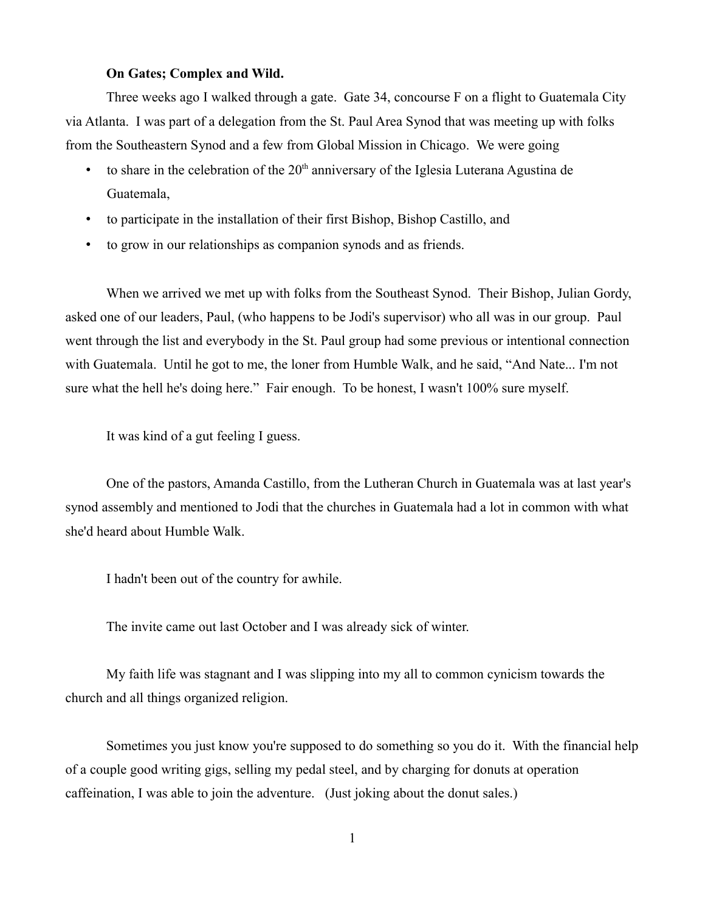**On Gates; Complex and Wild.**

Three weeks ago I walked through a gate. Gate 34, concourse F on a flight to Guatemala City via Atlanta. I was part of a delegation from the St. Paul Area Synod that was meeting up with folks from the Southeastern Synod and a few from Global Mission in Chicago. We were going

- to share in the celebration of the 20th anniversary of the Iglesia Luterana Agustina de Guatemala,
- to participate in the installation of their first Bishop, Bishop Castillo, and
- to grow in our relationships as companion synods and as friends.

When we arrived we met up with folks from the Southeast Synod. Their Bishop, Julian Gordy, asked one of our leaders, Paul, (who happens to be Jodi's supervisor) who all was in our group. Paul went through the list and everybody in the St. Paul group had some previous or intentional connection with Guatemala. Until he got to me, the loner from Humble Walk, and he said, "And Nate... I'm not sure what the hell he's doing here." Fair enough. To be honest, I wasn't 100% sure myself.

It was kind of a gut feeling I guess.

One of the pastors, Amanda Castillo, from the Lutheran Church in Guatemala was at last year's synod assembly and mentioned to Jodi that the churches in Guatemala had a lot in common with what she'd heard about Humble Walk.

I hadn't been out of the country for awhile.

The invite came out last October and I was already sick of winter.

My faith life was stagnant and I was slipping into my all to common cynicism towards the church and all things organized religion.

Sometimes you just know you're supposed to do something so you do it. With the financial help of a couple good writing gigs, selling my pedal steel, and by charging for donuts at operation caffeination, I was able to join the adventure. (Just joking about the donut sales.)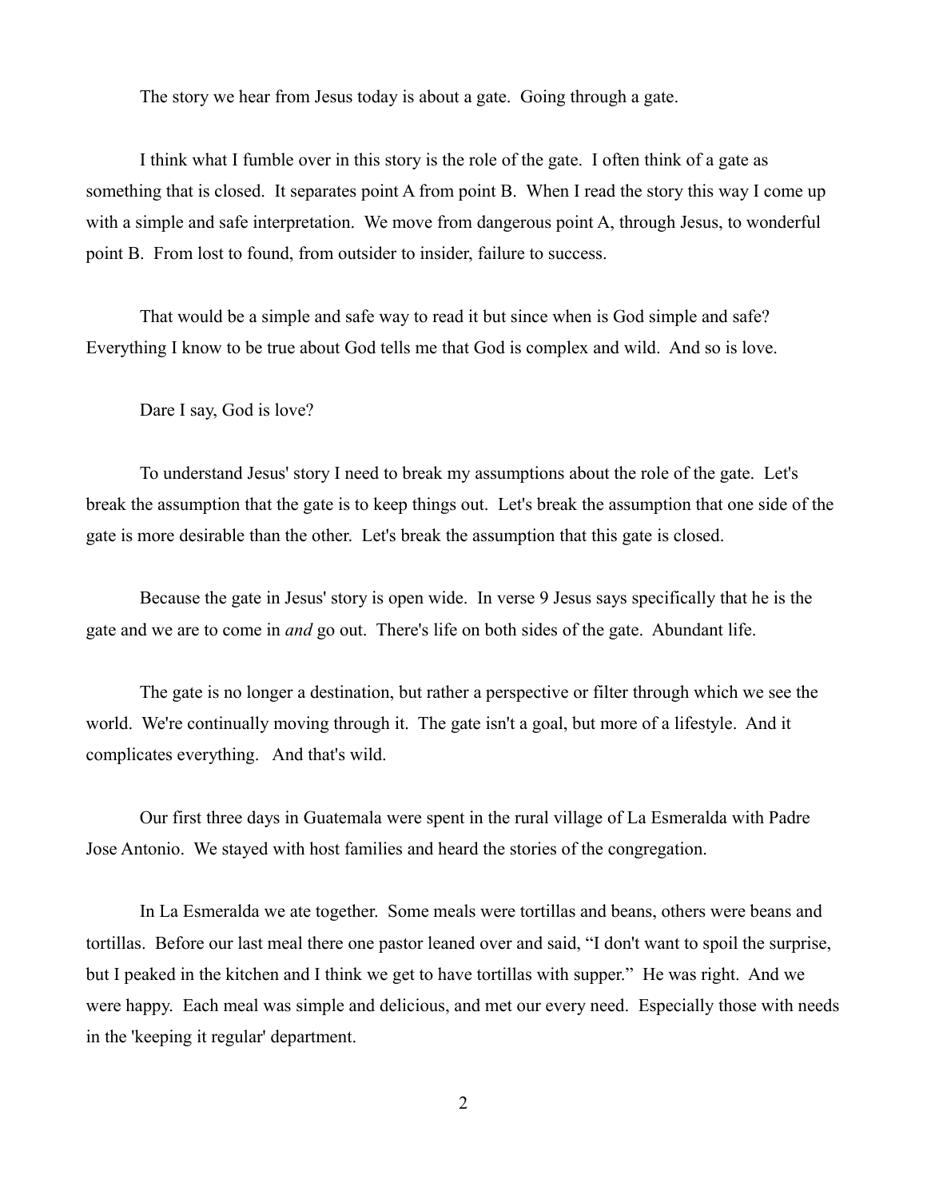The story we hear from Jesus today is about a gate. Going through a gate.

I think what I fumble over in this story is the role of the gate. I often think of a gate as something that is closed. It separates point A from point B. When I read the story this way I come up with a simple and safe interpretation. We move from dangerous point A, through Jesus, to wonderful point B. From lost to found, from outsider to insider, failure to success.

That would be a simple and safe way to read it but since when is God simple and safe? Everything I know to be true about God tells me that God is complex and wild. And so is love.

Dare I say, God is love?

To understand Jesus' story I need to break my assumptions about the role of the gate. Let's break the assumption that the gate is to keep things out. Let's break the assumption that one side of the gate is more desirable than the other. Let's break the assumption that this gate is closed.

Because the gate in Jesus' story is open wide. In verse 9 Jesus says specifically that he is the gate and we are to come in *and* go out. There's life on both sides of the gate. Abundant life.

The gate is no longer a destination, but rather a perspective or filter through which we see the world. We're continually moving through it. The gate isn't a goal, but more of a lifestyle. And it complicates everything. And that's wild.

Our first three days in Guatemala were spent in the rural village of La Esmeralda with Padre Jose Antonio. We stayed with host families and heard the stories of the congregation.

In La Esmeralda we ate together. Some meals were tortillas and beans, others were beans and tortillas. Before our last meal there one pastor leaned over and said, "I don't want to spoil the surprise, but I peaked in the kitchen and I think we get to have tortillas with supper." He was right. And we were happy. Each meal was simple and delicious, and met our every need. Especially those with needs in the 'keeping it regular' department.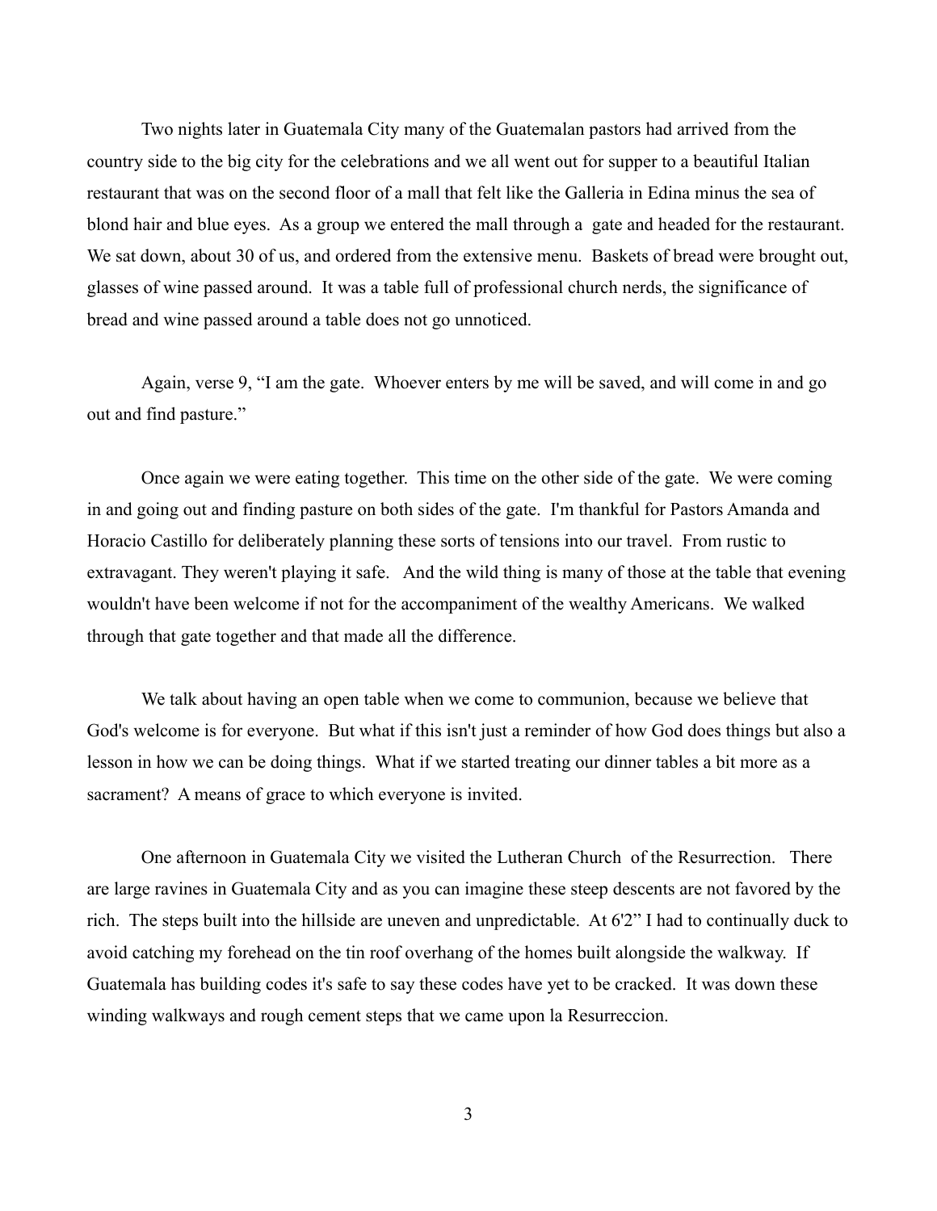Two nights later in Guatemala City many of the Guatemalan pastors had arrived from the country side to the big city for the celebrations and we all went out for supper to a beautiful Italian restaurant that was on the second floor of a mall that felt like the Galleria in Edina minus the sea of blond hair and blue eyes. As a group we entered the mall through a gate and headed for the restaurant. We sat down, about 30 of us, and ordered from the extensive menu. Baskets of bread were brought out, glasses of wine passed around. It was a table full of professional church nerds, the significance of bread and wine passed around a table does not go unnoticed.

Again, verse 9, "I am the gate. Whoever enters by me will be saved, and will come in and go out and find pasture."

Once again we were eating together. This time on the other side of the gate. We were coming in and going out and finding pasture on both sides of the gate. I'm thankful for Pastors Amanda and Horacio Castillo for deliberately planning these sorts of tensions into our travel. From rustic to extravagant. They weren't playing it safe. And the wild thing is many of those at the table that evening wouldn't have been welcome if not for the accompaniment of the wealthy Americans. We walked through that gate together and that made all the difference.

We talk about having an open table when we come to communion, because we believe that God's welcome is for everyone. But what if this isn't just a reminder of how God does things but also a lesson in how we can be doing things. What if we started treating our dinner tables a bit more as a sacrament? A means of grace to which everyone is invited.

One afternoon in Guatemala City we visited the Lutheran Church of the Resurrection. There are large ravines in Guatemala City and as you can imagine these steep descents are not favored by the rich. The steps built into the hillside are uneven and unpredictable. At 6'2" I had to continually duck to avoid catching my forehead on the tin roof overhang of the homes built alongside the walkway. If Guatemala has building codes it's safe to say these codes have yet to be cracked. It was down these winding walkways and rough cement steps that we came upon la Resurreccion.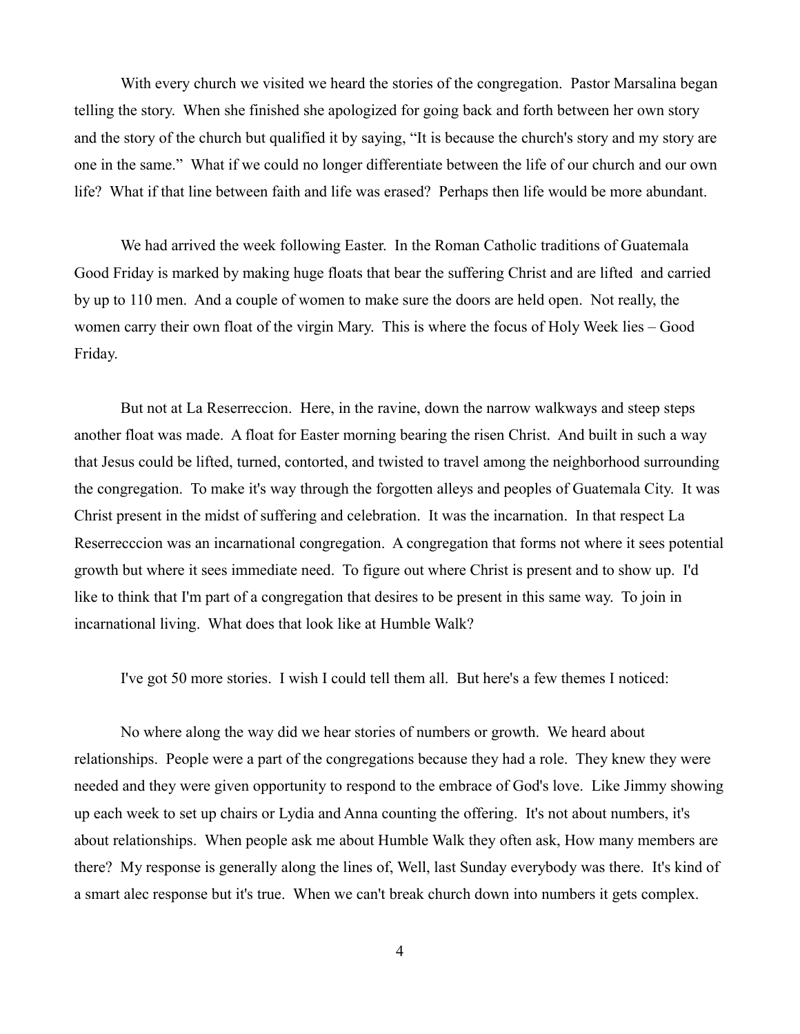With every church we visited we heard the stories of the congregation. Pastor Marsalina began telling the story. When she finished she apologized for going back and forth between her own story and the story of the church but qualified it by saying, "It is because the church's story and my story are one in the same." What if we could no longer differentiate between the life of our church and our own life? What if that line between faith and life was erased? Perhaps then life would be more abundant.

We had arrived the week following Easter. In the Roman Catholic traditions of Guatemala Good Friday is marked by making huge floats that bear the suffering Christ and are lifted and carried by up to 110 men. And a couple of women to make sure the doors are held open. Not really, the women carry their own float of the virgin Mary. This is where the focus of Holy Week lies – Good Friday.

But not at La Reserreccion. Here, in the ravine, down the narrow walkways and steep steps another float was made. A float for Easter morning bearing the risen Christ. And built in such a way that Jesus could be lifted, turned, contorted, and twisted to travel among the neighborhood surrounding the congregation. To make it's way through the forgotten alleys and peoples of Guatemala City. It was Christ present in the midst of suffering and celebration. It was the incarnation. In that respect La Reserrecccion was an incarnational congregation. A congregation that forms not where it sees potential growth but where it sees immediate need. To figure out where Christ is present and to show up. I'd like to think that I'm part of a congregation that desires to be present in this same way. To join in incarnational living. What does that look like at Humble Walk?

I've got 50 more stories. I wish I could tell them all. But here's a few themes I noticed:

No where along the way did we hear stories of numbers or growth. We heard about relationships. People were a part of the congregations because they had a role. They knew they were needed and they were given opportunity to respond to the embrace of God's love. Like Jimmy showing up each week to set up chairs or Lydia and Anna counting the offering. It's not about numbers, it's about relationships. When people ask me about Humble Walk they often ask, How many members are there? My response is generally along the lines of, Well, last Sunday everybody was there. It's kind of a smart alec response but it's true. When we can't break church down into numbers it gets complex.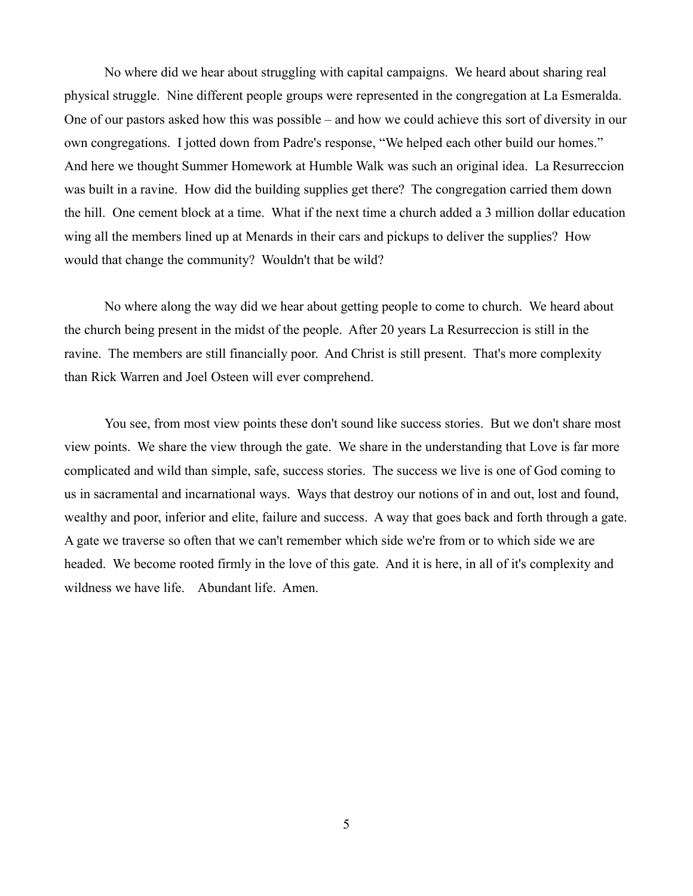No where did we hear about struggling with capital campaigns. We heard about sharing real physical struggle. Nine different people groups were represented in the congregation at La Esmeralda. One of our pastors asked how this was possible – and how we could achieve this sort of diversity in our own congregations. I jotted down from Padre's response, "We helped each other build our homes." And here we thought Summer Homework at Humble Walk was such an original idea. La Resurreccion was built in a ravine. How did the building supplies get there? The congregation carried them down the hill. One cement block at a time. What if the next time a church added a 3 million dollar education wing all the members lined up at Menards in their cars and pickups to deliver the supplies? How would that change the community? Wouldn't that be wild?

No where along the way did we hear about getting people to come to church. We heard about the church being present in the midst of the people. After 20 years La Resurreccion is still in the ravine. The members are still financially poor. And Christ is still present. That's more complexity than Rick Warren and Joel Osteen will ever comprehend.

You see, from most view points these don't sound like success stories. But we don't share most view points. We share the view through the gate. We share in the understanding that Love is far more complicated and wild than simple, safe, success stories. The success we live is one of God coming to us in sacramental and incarnational ways. Ways that destroy our notions of in and out, lost and found, wealthy and poor, inferior and elite, failure and success. A way that goes back and forth through a gate. A gate we traverse so often that we can't remember which side we're from or to which side we are headed. We become rooted firmly in the love of this gate. And it is here, in all of it's complexity and wildness we have life. Abundant life. Amen.